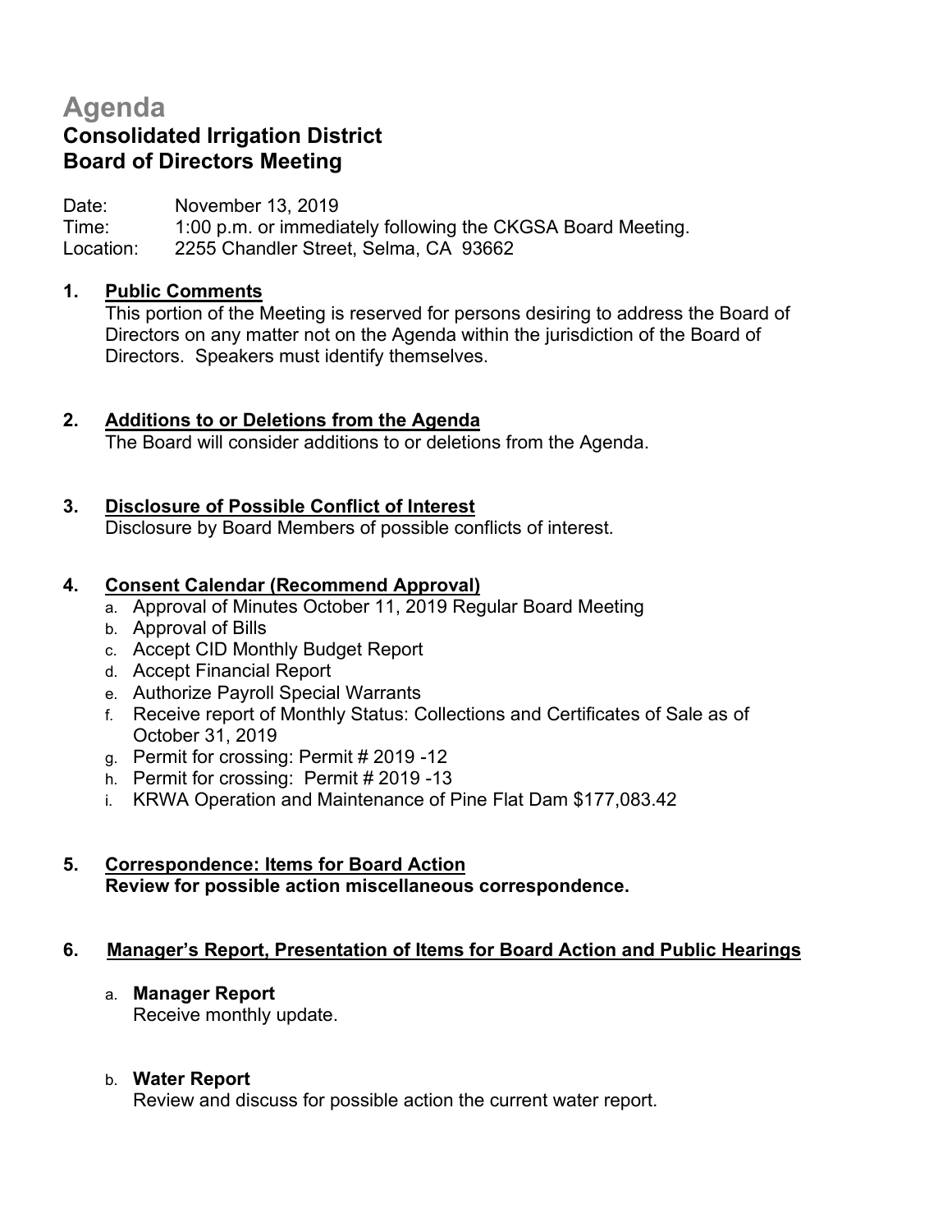# Agenda

## Consolidated Irrigation District
## Board of Directors Meeting

Date: November 13, 2019
Time: 1:00 p.m. or immediately following the CKGSA Board Meeting.
Location: 2255 Chandler Street, Selma, CA 93662

**1. Public Comments**

This portion of the Meeting is reserved for persons desiring to address the Board of Directors on any matter not on the Agenda within the jurisdiction of the Board of Directors. Speakers must identify themselves.

**2. Additions to or Deletions from the Agenda**

The Board will consider additions to or deletions from the Agenda.

**3. Disclosure of Possible Conflict of Interest**

Disclosure by Board Members of possible conflicts of interest.

**4. Consent Calendar (Recommend Approval)**

a. Approval of Minutes October 11, 2019 Regular Board Meeting
b. Approval of Bills
c. Accept CID Monthly Budget Report
d. Accept Financial Report
e. Authorize Payroll Special Warrants
f. Receive report of Monthly Status: Collections and Certificates of Sale as of October 31, 2019
g. Permit for crossing: Permit # 2019 -12
h. Permit for crossing: Permit # 2019 -13
i. KRWA Operation and Maintenance of Pine Flat Dam $177,083.42

**5. Correspondence: Items for Board Action**

**Review for possible action miscellaneous correspondence.**

**6. Manager's Report, Presentation of Items for Board Action and Public Hearings**

a. **Manager Report**
Receive monthly update.

b. **Water Report**
Review and discuss for possible action the current water report.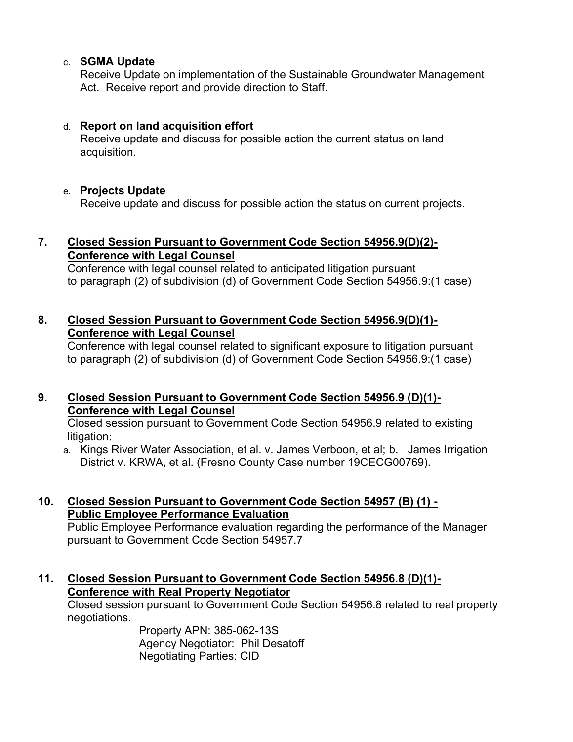c. **SGMA Update**
   Receive Update on implementation of the Sustainable Groundwater Management Act. Receive report and provide direction to Staff.

d. **Report on land acquisition effort**
   Receive update and discuss for possible action the current status on land acquisition.

e. **Projects Update**
   Receive update and discuss for possible action the status on current projects.

**7. <u>Closed Session Pursuant to Government Code Section 54956.9(D)(2)- Conference with Legal Counsel</u>**
Conference with legal counsel related to anticipated litigation pursuant to paragraph (2) of subdivision (d) of Government Code Section 54956.9:(1 case)

**8. <u>Closed Session Pursuant to Government Code Section 54956.9(D)(1)- Conference with Legal Counsel</u>**
Conference with legal counsel related to significant exposure to litigation pursuant to paragraph (2) of subdivision (d) of Government Code Section 54956.9:(1 case)

**9. <u>Closed Session Pursuant to Government Code Section 54956.9 (D)(1)- Conference with Legal Counsel</u>**
Closed session pursuant to Government Code Section 54956.9 related to existing litigation:

a. Kings River Water Association, et al. v. James Verboon, et al; b. James Irrigation District v. KRWA, et al. (Fresno County Case number 19CECG00769).

**10. <u>Closed Session Pursuant to Government Code Section 54957 (B) (1) - Public Employee Performance Evaluation</u>**
Public Employee Performance evaluation regarding the performance of the Manager pursuant to Government Code Section 54957.7

**11. <u>Closed Session Pursuant to Government Code Section 54956.8 (D)(1)- Conference with Real Property Negotiator</u>**
Closed session pursuant to Government Code Section 54956.8 related to real property negotiations.

Property APN: 385-062-13S
Agency Negotiator: Phil Desatoff
Negotiating Parties: CID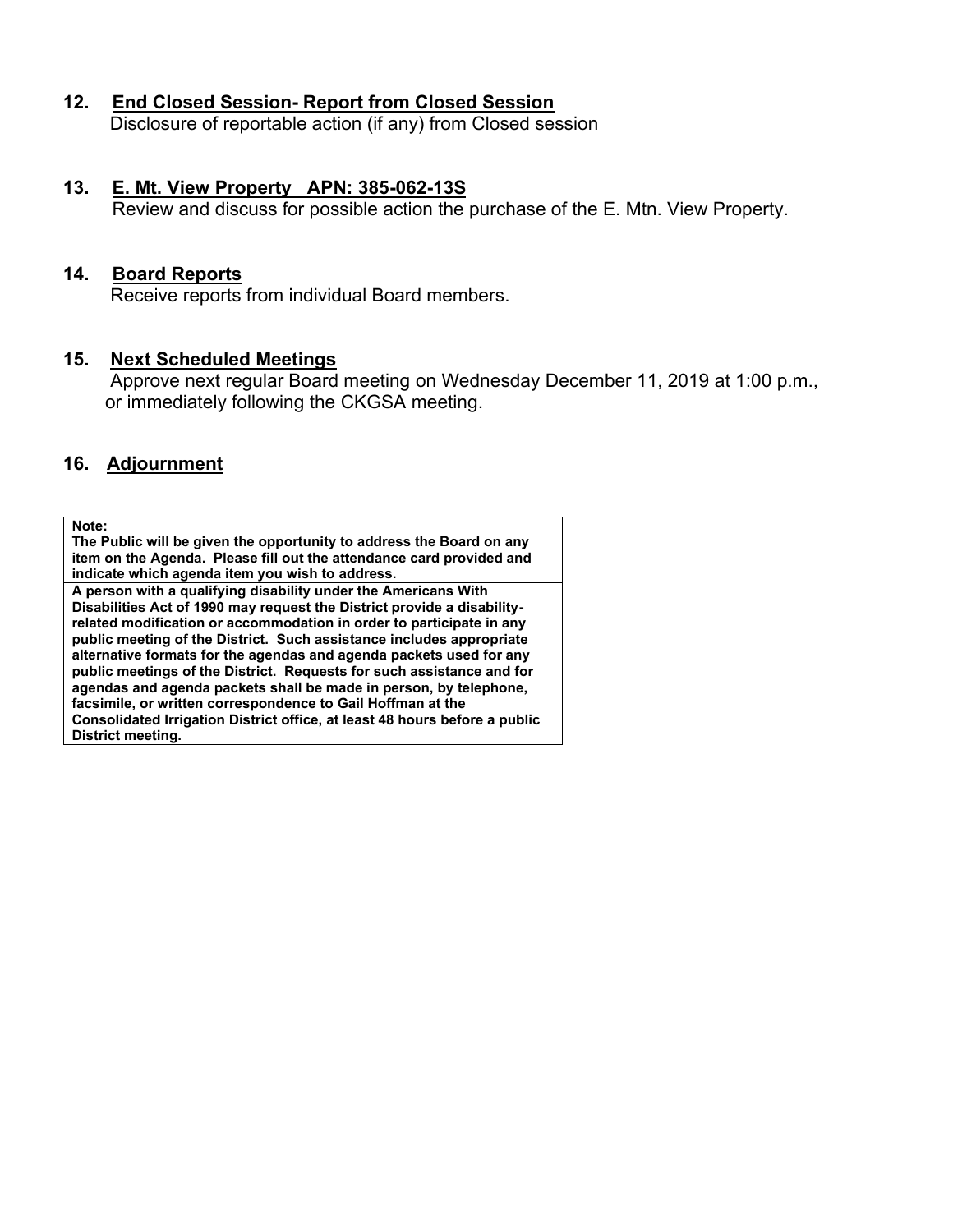**12. <u>End Closed Session- Report from Closed Session</u>**

Disclosure of reportable action (if any) from Closed session

**13. <u>E. Mt. View Property APN: 385-062-13S</u>**

Review and discuss for possible action the purchase of the E. Mtn. View Property.

**14. <u>Board Reports</u>**

Receive reports from individual Board members.

**15. <u>Next Scheduled Meetings</u>**

Approve next regular Board meeting on Wednesday December 11, 2019 at 1:00 p.m., or immediately following the CKGSA meeting.

**16. <u>Adjournment</u>**

| |
|---|
| **Note:** **The Public will be given the opportunity to address the Board on any item on the Agenda. Please fill out the attendance card provided and indicate which agenda item you wish to address.** |
| **A person with a qualifying disability under the Americans With Disabilities Act of 1990 may request the District provide a disability-related modification or accommodation in order to participate in any public meeting of the District. Such assistance includes appropriate alternative formats for the agendas and agenda packets used for any public meetings of the District. Requests for such assistance and for agendas and agenda packets shall be made in person, by telephone, facsimile, or written correspondence to Gail Hoffman at the Consolidated Irrigation District office, at least 48 hours before a public District meeting.** |